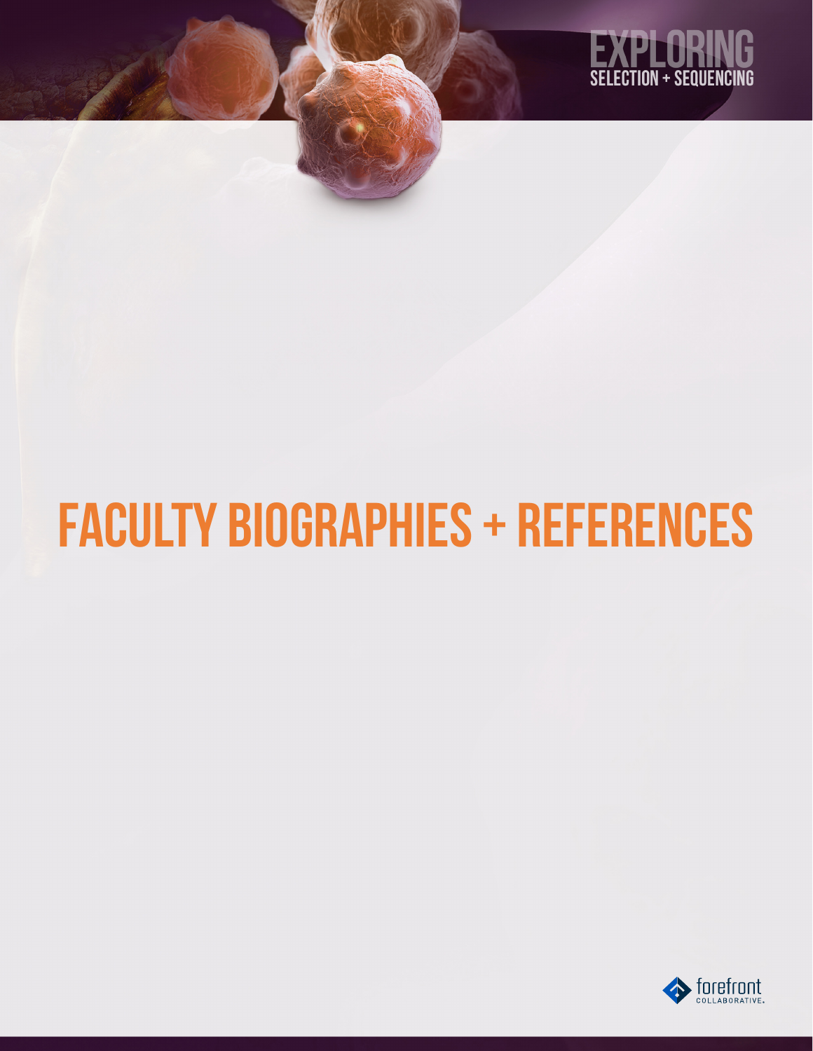EXPLORING
SELECTION + SEQUENCING

# FACULTY BIOGRAPHIES + REFERENCES

forefront
COLLABORATIVE.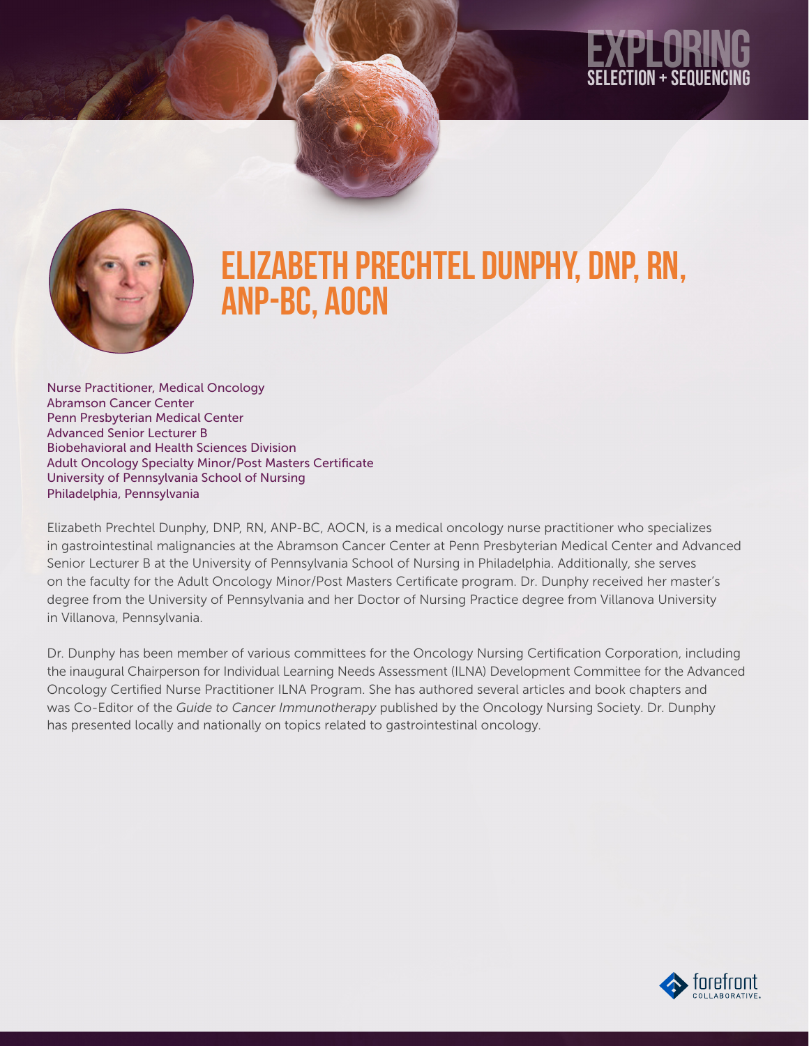# Elizabeth Prechtel Dunphy, DNP, RN, ANP-BC, AOCN

Nurse Practitioner, Medical Oncology
Abramson Cancer Center
Penn Presbyterian Medical Center
Advanced Senior Lecturer B
Biobehavioral and Health Sciences Division
Adult Oncology Specialty Minor/Post Masters Certificate
University of Pennsylvania School of Nursing
Philadelphia, Pennsylvania

Elizabeth Prechtel Dunphy, DNP, RN, ANP-BC, AOCN, is a medical oncology nurse practitioner who specializes in gastrointestinal malignancies at the Abramson Cancer Center at Penn Presbyterian Medical Center and Advanced Senior Lecturer B at the University of Pennsylvania School of Nursing in Philadelphia. Additionally, she serves on the faculty for the Adult Oncology Minor/Post Masters Certificate program. Dr. Dunphy received her master's degree from the University of Pennsylvania and her Doctor of Nursing Practice degree from Villanova University in Villanova, Pennsylvania.

Dr. Dunphy has been member of various committees for the Oncology Nursing Certification Corporation, including the inaugural Chairperson for Individual Learning Needs Assessment (ILNA) Development Committee for the Advanced Oncology Certified Nurse Practitioner ILNA Program. She has authored several articles and book chapters and was Co-Editor of the *Guide to Cancer Immunotherapy* published by the Oncology Nursing Society. Dr. Dunphy has presented locally and nationally on topics related to gastrointestinal oncology.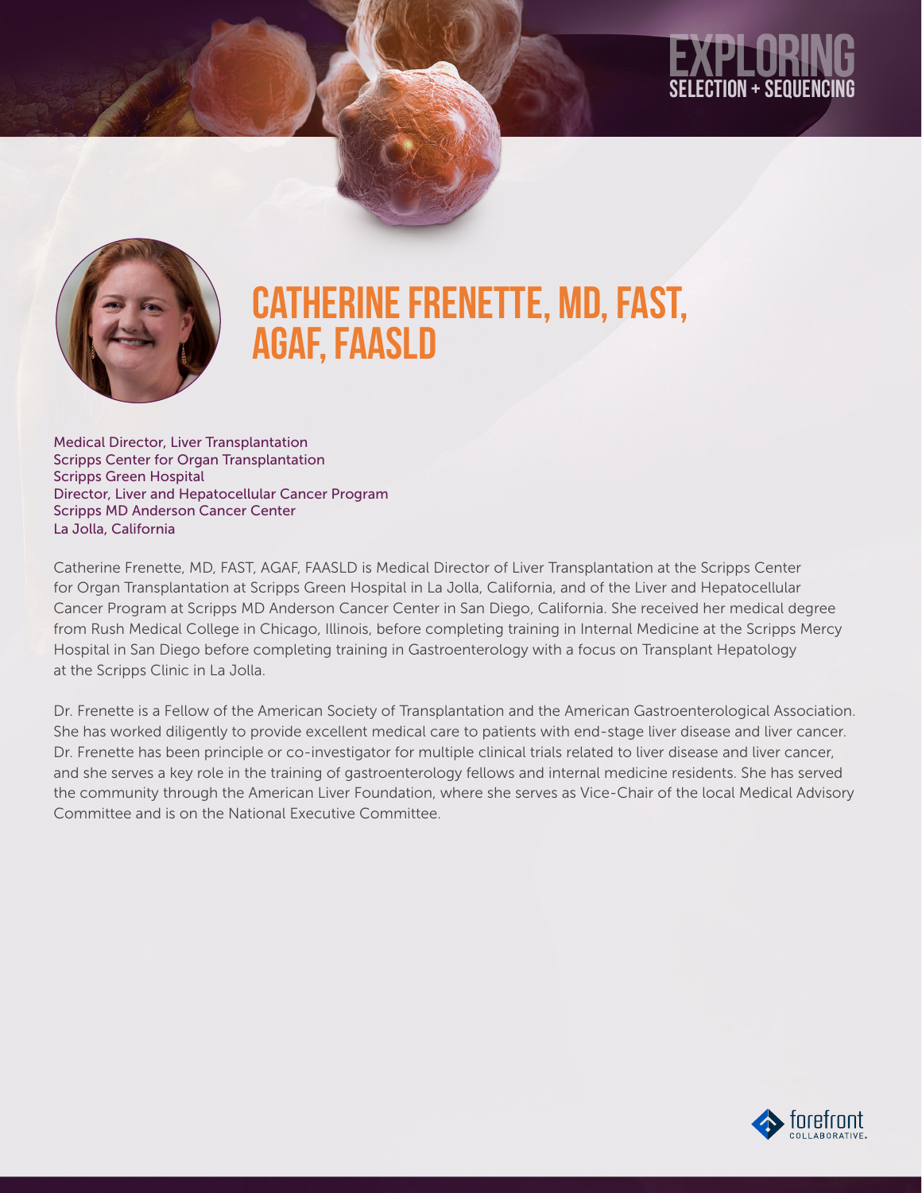# CATHERINE FRENETTE, MD, FAST, AGAF, FAASLD

Medical Director, Liver Transplantation
Scripps Center for Organ Transplantation
Scripps Green Hospital
Director, Liver and Hepatocellular Cancer Program
Scripps MD Anderson Cancer Center
La Jolla, California

Catherine Frenette, MD, FAST, AGAF, FAASLD is Medical Director of Liver Transplantation at the Scripps Center for Organ Transplantation at Scripps Green Hospital in La Jolla, California, and of the Liver and Hepatocellular Cancer Program at Scripps MD Anderson Cancer Center in San Diego, California. She received her medical degree from Rush Medical College in Chicago, Illinois, before completing training in Internal Medicine at the Scripps Mercy Hospital in San Diego before completing training in Gastroenterology with a focus on Transplant Hepatology at the Scripps Clinic in La Jolla.

Dr. Frenette is a Fellow of the American Society of Transplantation and the American Gastroenterological Association. She has worked diligently to provide excellent medical care to patients with end-stage liver disease and liver cancer. Dr. Frenette has been principle or co-investigator for multiple clinical trials related to liver disease and liver cancer, and she serves a key role in the training of gastroenterology fellows and internal medicine residents. She has served the community through the American Liver Foundation, where she serves as Vice-Chair of the local Medical Advisory Committee and is on the National Executive Committee.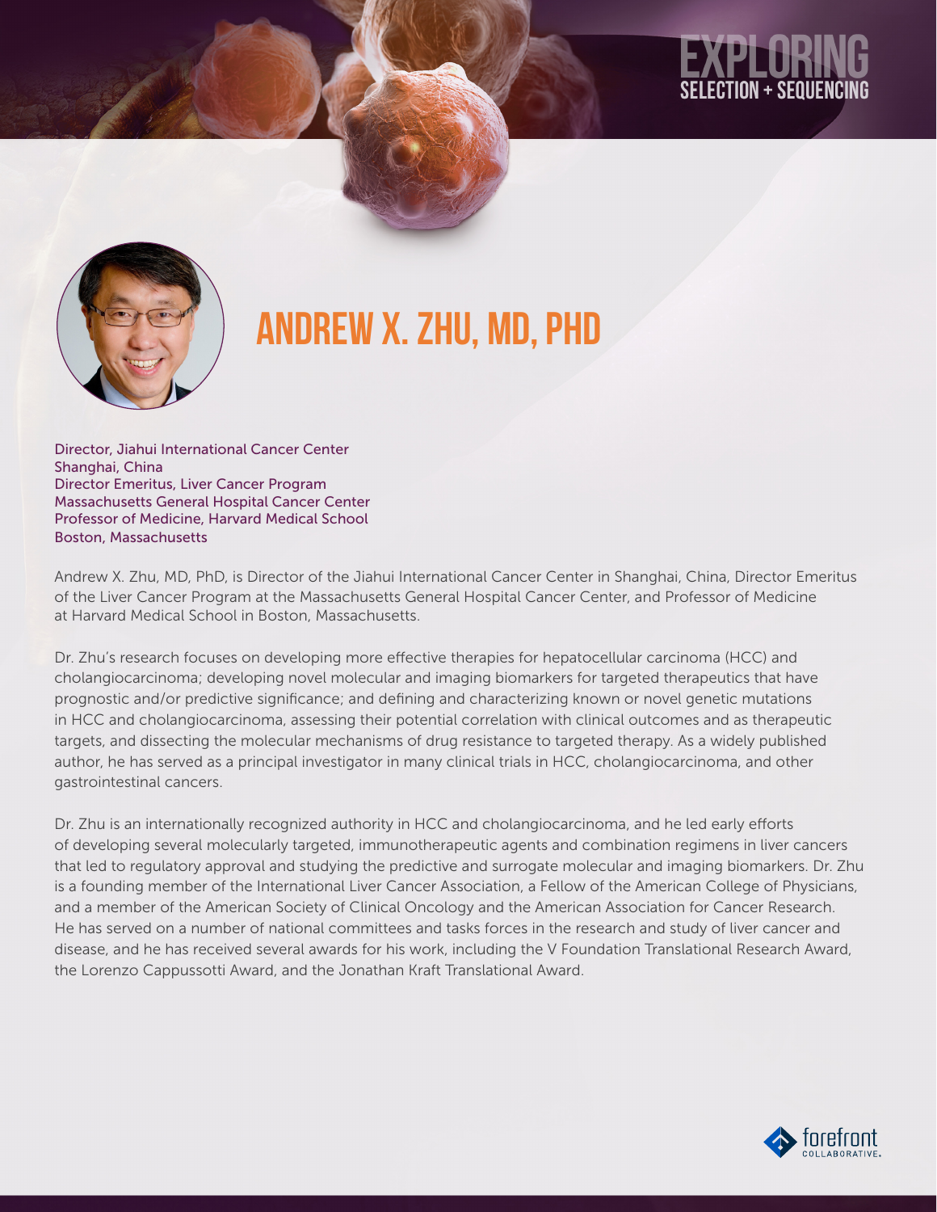# Andrew X. Zhu, MD, PhD

Director, Jiahui International Cancer Center
Shanghai, China
Director Emeritus, Liver Cancer Program
Massachusetts General Hospital Cancer Center
Professor of Medicine, Harvard Medical School
Boston, Massachusetts

Andrew X. Zhu, MD, PhD, is Director of the Jiahui International Cancer Center in Shanghai, China, Director Emeritus of the Liver Cancer Program at the Massachusetts General Hospital Cancer Center, and Professor of Medicine at Harvard Medical School in Boston, Massachusetts.

Dr. Zhu's research focuses on developing more effective therapies for hepatocellular carcinoma (HCC) and cholangiocarcinoma; developing novel molecular and imaging biomarkers for targeted therapeutics that have prognostic and/or predictive significance; and defining and characterizing known or novel genetic mutations in HCC and cholangiocarcinoma, assessing their potential correlation with clinical outcomes and as therapeutic targets, and dissecting the molecular mechanisms of drug resistance to targeted therapy. As a widely published author, he has served as a principal investigator in many clinical trials in HCC, cholangiocarcinoma, and other gastrointestinal cancers.

Dr. Zhu is an internationally recognized authority in HCC and cholangiocarcinoma, and he led early efforts of developing several molecularly targeted, immunotherapeutic agents and combination regimens in liver cancers that led to regulatory approval and studying the predictive and surrogate molecular and imaging biomarkers. Dr. Zhu is a founding member of the International Liver Cancer Association, a Fellow of the American College of Physicians, and a member of the American Society of Clinical Oncology and the American Association for Cancer Research. He has served on a number of national committees and tasks forces in the research and study of liver cancer and disease, and he has received several awards for his work, including the V Foundation Translational Research Award, the Lorenzo Cappussotti Award, and the Jonathan Kraft Translational Award.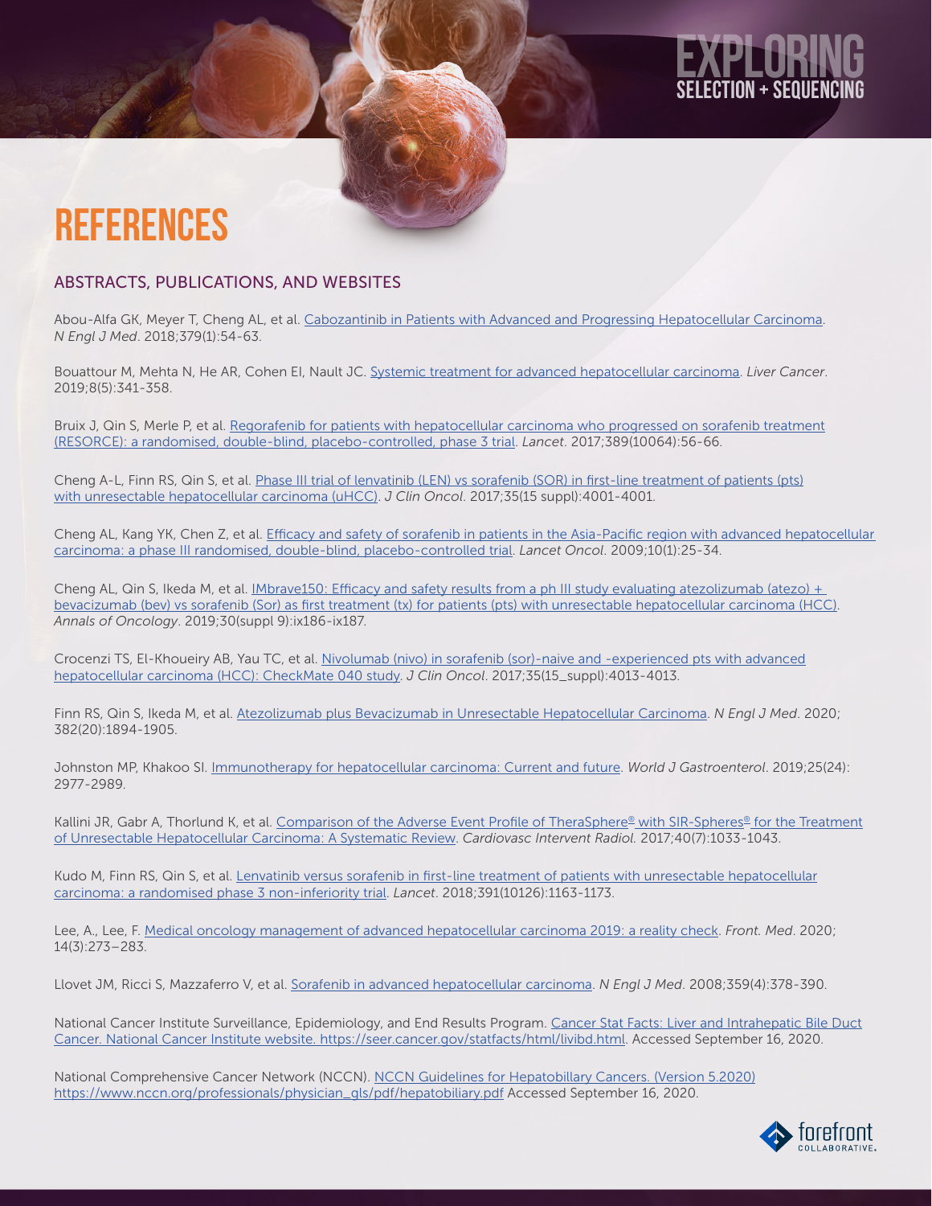# REFERENCES

## ABSTRACTS, PUBLICATIONS, AND WEBSITES

Abou-Alfa GK, Meyer T, Cheng AL, et al. Cabozantinib in Patients with Advanced and Progressing Hepatocellular Carcinoma. *N Engl J Med*. 2018;379(1):54-63.

Bouattour M, Mehta N, He AR, Cohen EI, Nault JC. Systemic treatment for advanced hepatocellular carcinoma. *Liver Cancer*. 2019;8(5):341-358.

Bruix J, Qin S, Merle P, et al. Regorafenib for patients with hepatocellular carcinoma who progressed on sorafenib treatment (RESORCE): a randomised, double-blind, placebo-controlled, phase 3 trial. *Lancet*. 2017;389(10064):56-66.

Cheng A-L, Finn RS, Qin S, et al. Phase III trial of lenvatinib (LEN) vs sorafenib (SOR) in first-line treatment of patients (pts) with unresectable hepatocellular carcinoma (uHCC). *J Clin Oncol*. 2017;35(15 suppl):4001-4001.

Cheng AL, Kang YK, Chen Z, et al. Efficacy and safety of sorafenib in patients in the Asia-Pacific region with advanced hepatocellular carcinoma: a phase III randomised, double-blind, placebo-controlled trial. *Lancet Oncol*. 2009;10(1):25-34.

Cheng AL, Qin S, Ikeda M, et al. IMbrave150: Efficacy and safety results from a ph III study evaluating atezolizumab (atezo) + bevacizumab (bev) vs sorafenib (Sor) as first treatment (tx) for patients (pts) with unresectable hepatocellular carcinoma (HCC). *Annals of Oncology*. 2019;30(suppl 9):ix186-ix187.

Crocenzi TS, El-Khoueiry AB, Yau TC, et al. Nivolumab (nivo) in sorafenib (sor)-naive and -experienced pts with advanced hepatocellular carcinoma (HCC): CheckMate 040 study. *J Clin Oncol*. 2017;35(15_suppl):4013-4013.

Finn RS, Qin S, Ikeda M, et al. Atezolizumab plus Bevacizumab in Unresectable Hepatocellular Carcinoma. *N Engl J Med*. 2020; 382(20):1894-1905.

Johnston MP, Khakoo SI. Immunotherapy for hepatocellular carcinoma: Current and future. *World J Gastroenterol*. 2019;25(24): 2977-2989.

Kallini JR, Gabr A, Thorlund K, et al. Comparison of the Adverse Event Profile of TheraSphere® with SIR-Spheres® for the Treatment of Unresectable Hepatocellular Carcinoma: A Systematic Review. *Cardiovasc Intervent Radiol.* 2017;40(7):1033-1043.

Kudo M, Finn RS, Qin S, et al. Lenvatinib versus sorafenib in first-line treatment of patients with unresectable hepatocellular carcinoma: a randomised phase 3 non-inferiority trial. *Lancet*. 2018;391(10126):1163-1173.

Lee, A., Lee, F. Medical oncology management of advanced hepatocellular carcinoma 2019: a reality check. *Front. Med*. 2020; 14(3):273–283.

Llovet JM, Ricci S, Mazzaferro V, et al. Sorafenib in advanced hepatocellular carcinoma. *N Engl J Med*. 2008;359(4):378-390.

National Cancer Institute Surveillance, Epidemiology, and End Results Program. Cancer Stat Facts: Liver and Intrahepatic Bile Duct Cancer. National Cancer Institute website. https://seer.cancer.gov/statfacts/html/livibd.html. Accessed September 16, 2020.

National Comprehensive Cancer Network (NCCN). NCCN Guidelines for Hepatobillary Cancers. (Version 5.2020) https://www.nccn.org/professionals/physician_gls/pdf/hepatobiliary.pdf Accessed September 16, 2020.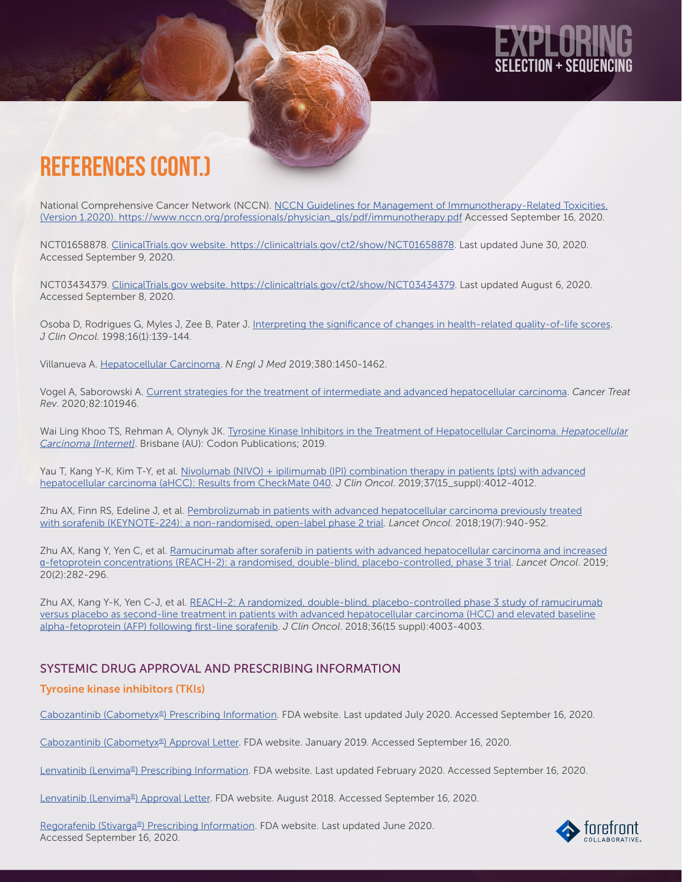# REFERENCES (CONT.)

National Comprehensive Cancer Network (NCCN). NCCN Guidelines for Management of Immunotherapy-Related Toxicities. (Version 1.2020). https://www.nccn.org/professionals/physician_gls/pdf/immunotherapy.pdf Accessed September 16, 2020.

NCT01658878. ClinicalTrials.gov website. https://clinicaltrials.gov/ct2/show/NCT01658878. Last updated June 30, 2020. Accessed September 9, 2020.

NCT03434379. ClinicalTrials.gov website. https://clinicaltrials.gov/ct2/show/NCT03434379. Last updated August 6, 2020. Accessed September 8, 2020.

Osoba D, Rodrigues G, Myles J, Zee B, Pater J. Interpreting the significance of changes in health-related quality-of-life scores. *J Clin Oncol.* 1998;16(1):139-144.

Villanueva A. Hepatocellular Carcinoma. *N Engl J Med* 2019;380:1450-1462.

Vogel A, Saborowski A. Current strategies for the treatment of intermediate and advanced hepatocellular carcinoma. *Cancer Treat Rev*. 2020;82:101946.

Wai Ling Khoo TS, Rehman A, Olynyk JK. Tyrosine Kinase Inhibitors in the Treatment of Hepatocellular Carcinoma. *Hepatocellular Carcinoma [Internet]*. Brisbane (AU): Codon Publications; 2019.

Yau T, Kang Y-K, Kim T-Y, et al. Nivolumab (NIVO) + ipilimumab (IPI) combination therapy in patients (pts) with advanced hepatocellular carcinoma (aHCC): Results from CheckMate 040. *J Clin Oncol*. 2019;37(15_suppl):4012-4012.

Zhu AX, Finn RS, Edeline J, et al. Pembrolizumab in patients with advanced hepatocellular carcinoma previously treated with sorafenib (KEYNOTE-224): a non-randomised, open-label phase 2 trial. *Lancet Oncol*. 2018;19(7):940-952.

Zhu AX, Kang Y, Yen C, et al. Ramucirumab after sorafenib in patients with advanced hepatocellular carcinoma and increased α-fetoprotein concentrations (REACH-2): a randomised, double-blind, placebo-controlled, phase 3 trial. *Lancet Oncol*. 2019; 20(2):282-296.

Zhu AX, Kang Y-K, Yen C-J, et al. REACH-2: A randomized, double-blind, placebo-controlled phase 3 study of ramucirumab versus placebo as second-line treatment in patients with advanced hepatocellular carcinoma (HCC) and elevated baseline alpha-fetoprotein (AFP) following first-line sorafenib. *J Clin Oncol*. 2018;36(15 suppl):4003-4003.

## SYSTEMIC DRUG APPROVAL AND PRESCRIBING INFORMATION

### Tyrosine kinase inhibitors (TKIs)

Cabozantinib (Cabometyx®) Prescribing Information. FDA website. Last updated July 2020. Accessed September 16, 2020.

Cabozantinib (Cabometyx®) Approval Letter. FDA website. January 2019. Accessed September 16, 2020.

Lenvatinib (Lenvima®) Prescribing Information. FDA website. Last updated February 2020. Accessed September 16, 2020.

Lenvatinib (Lenvima®) Approval Letter. FDA website. August 2018. Accessed September 16, 2020.

Regorafenib (Stivarga®) Prescribing Information. FDA website. Last updated June 2020. Accessed September 16, 2020.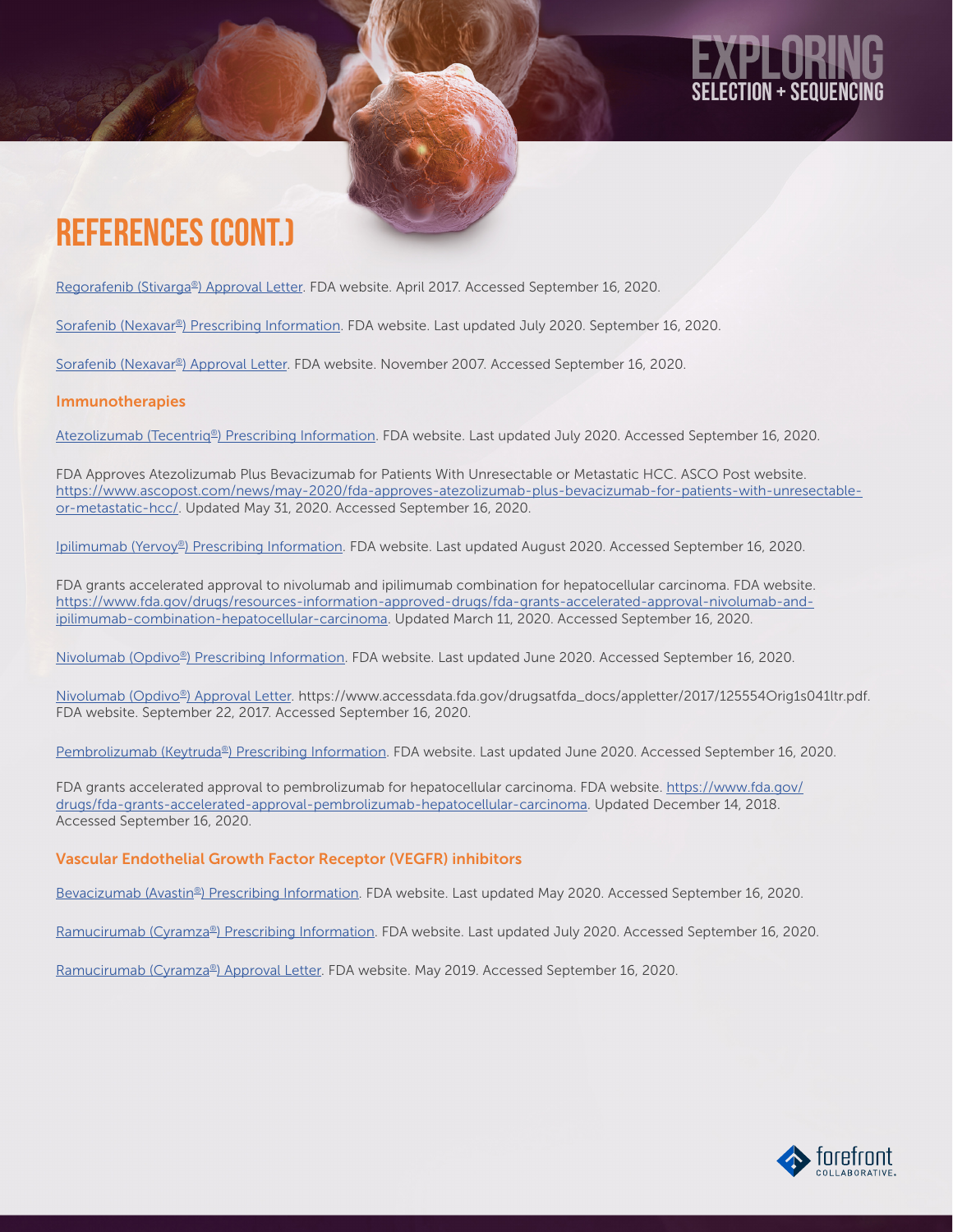## REFERENCES (CONT.)

Regorafenib (Stivarga®) Approval Letter. FDA website. April 2017. Accessed September 16, 2020.

Sorafenib (Nexavar®) Prescribing Information. FDA website. Last updated July 2020. September 16, 2020.

Sorafenib (Nexavar®) Approval Letter. FDA website. November 2007. Accessed September 16, 2020.

### Immunotherapies

Atezolizumab (Tecentriq®) Prescribing Information. FDA website. Last updated July 2020. Accessed September 16, 2020.

FDA Approves Atezolizumab Plus Bevacizumab for Patients With Unresectable or Metastatic HCC. ASCO Post website. https://www.ascopost.com/news/may-2020/fda-approves-atezolizumab-plus-bevacizumab-for-patients-with-unresectable-or-metastatic-hcc/. Updated May 31, 2020. Accessed September 16, 2020.

Ipilimumab (Yervoy®) Prescribing Information. FDA website. Last updated August 2020. Accessed September 16, 2020.

FDA grants accelerated approval to nivolumab and ipilimumab combination for hepatocellular carcinoma. FDA website. https://www.fda.gov/drugs/resources-information-approved-drugs/fda-grants-accelerated-approval-nivolumab-and-ipilimumab-combination-hepatocellular-carcinoma. Updated March 11, 2020. Accessed September 16, 2020.

Nivolumab (Opdivo®) Prescribing Information. FDA website. Last updated June 2020. Accessed September 16, 2020.

Nivolumab (Opdivo®) Approval Letter. https://www.accessdata.fda.gov/drugsatfda_docs/appletter/2017/125554Orig1s041ltr.pdf. FDA website. September 22, 2017. Accessed September 16, 2020.

Pembrolizumab (Keytruda®) Prescribing Information. FDA website. Last updated June 2020. Accessed September 16, 2020.

FDA grants accelerated approval to pembrolizumab for hepatocellular carcinoma. FDA website. https://www.fda.gov/drugs/fda-grants-accelerated-approval-pembrolizumab-hepatocellular-carcinoma. Updated December 14, 2018. Accessed September 16, 2020.

### Vascular Endothelial Growth Factor Receptor (VEGFR) inhibitors

Bevacizumab (Avastin®) Prescribing Information. FDA website. Last updated May 2020. Accessed September 16, 2020.

Ramucirumab (Cyramza®) Prescribing Information. FDA website. Last updated July 2020. Accessed September 16, 2020.

Ramucirumab (Cyramza®) Approval Letter. FDA website. May 2019. Accessed September 16, 2020.